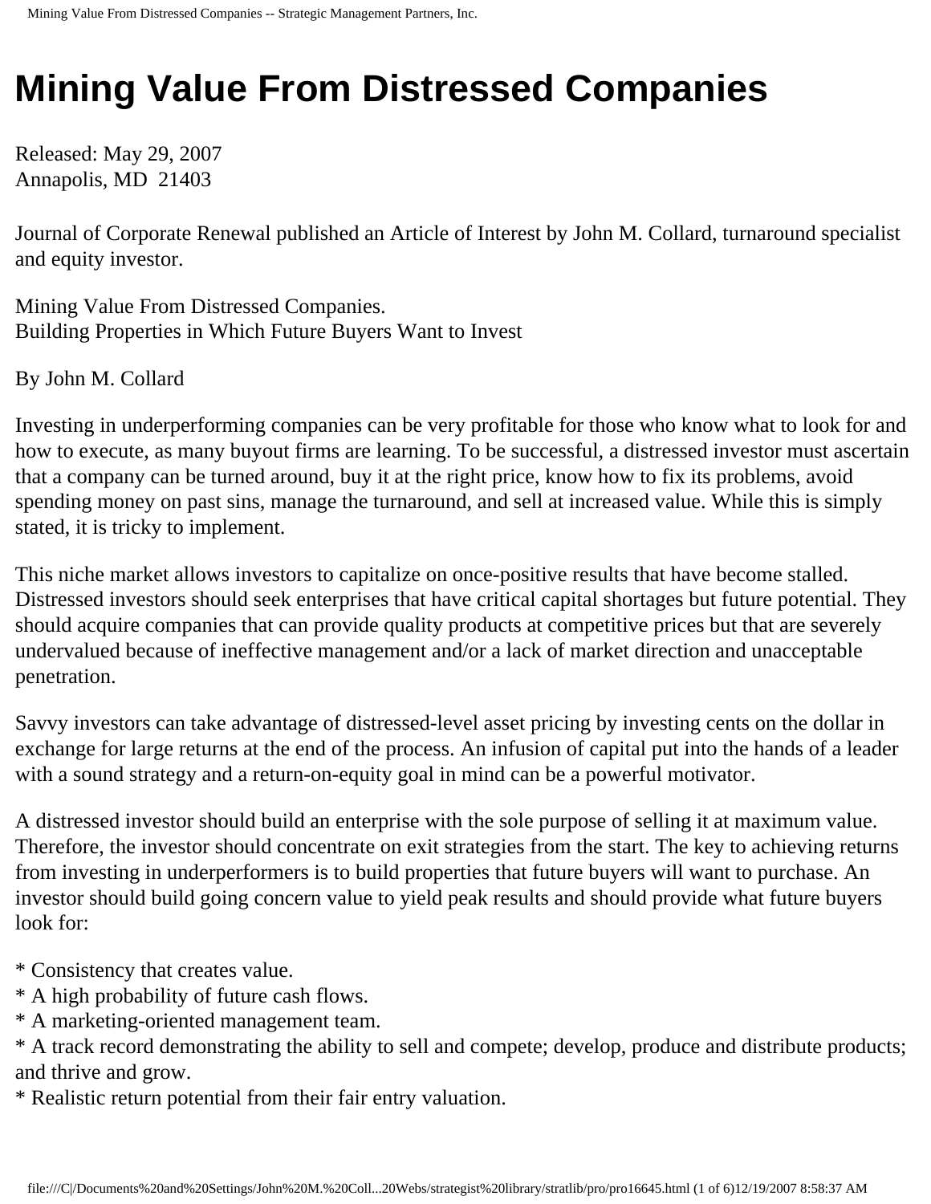# Mining Value From Distressed Companies

Released: May 29, 2007
Annapolis, MD 21403

Journal of Corporate Renewal published an Article of Interest by John M. Collard, turnaround specialist and equity investor.

Mining Value From Distressed Companies.
Building Properties in Which Future Buyers Want to Invest

By John M. Collard

Investing in underperforming companies can be very profitable for those who know what to look for and how to execute, as many buyout firms are learning. To be successful, a distressed investor must ascertain that a company can be turned around, buy it at the right price, know how to fix its problems, avoid spending money on past sins, manage the turnaround, and sell at increased value. While this is simply stated, it is tricky to implement.

This niche market allows investors to capitalize on once-positive results that have become stalled. Distressed investors should seek enterprises that have critical capital shortages but future potential. They should acquire companies that can provide quality products at competitive prices but that are severely undervalued because of ineffective management and/or a lack of market direction and unacceptable penetration.

Savvy investors can take advantage of distressed-level asset pricing by investing cents on the dollar in exchange for large returns at the end of the process. An infusion of capital put into the hands of a leader with a sound strategy and a return-on-equity goal in mind can be a powerful motivator.

A distressed investor should build an enterprise with the sole purpose of selling it at maximum value. Therefore, the investor should concentrate on exit strategies from the start. The key to achieving returns from investing in underperformers is to build properties that future buyers will want to purchase. An investor should build going concern value to yield peak results and should provide what future buyers look for:

* Consistency that creates value.
* A high probability of future cash flows.
* A marketing-oriented management team.
* A track record demonstrating the ability to sell and compete; develop, produce and distribute products; and thrive and grow.
* Realistic return potential from their fair entry valuation.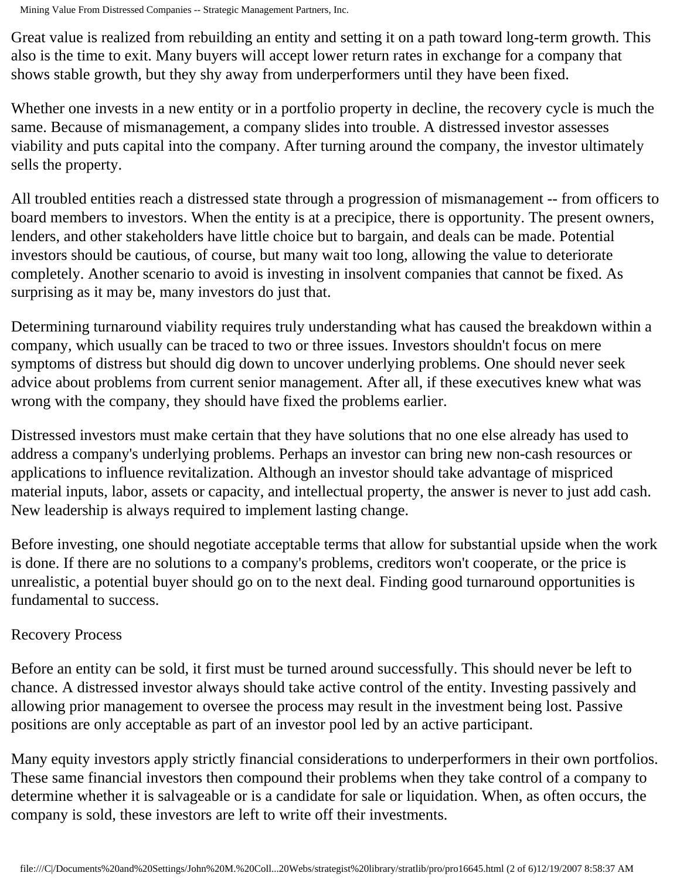Great value is realized from rebuilding an entity and setting it on a path toward long-term growth. This also is the time to exit. Many buyers will accept lower return rates in exchange for a company that shows stable growth, but they shy away from underperformers until they have been fixed.

Whether one invests in a new entity or in a portfolio property in decline, the recovery cycle is much the same. Because of mismanagement, a company slides into trouble. A distressed investor assesses viability and puts capital into the company. After turning around the company, the investor ultimately sells the property.

All troubled entities reach a distressed state through a progression of mismanagement -- from officers to board members to investors. When the entity is at a precipice, there is opportunity. The present owners, lenders, and other stakeholders have little choice but to bargain, and deals can be made. Potential investors should be cautious, of course, but many wait too long, allowing the value to deteriorate completely. Another scenario to avoid is investing in insolvent companies that cannot be fixed. As surprising as it may be, many investors do just that.

Determining turnaround viability requires truly understanding what has caused the breakdown within a company, which usually can be traced to two or three issues. Investors shouldn't focus on mere symptoms of distress but should dig down to uncover underlying problems. One should never seek advice about problems from current senior management. After all, if these executives knew what was wrong with the company, they should have fixed the problems earlier.

Distressed investors must make certain that they have solutions that no one else already has used to address a company's underlying problems. Perhaps an investor can bring new non-cash resources or applications to influence revitalization. Although an investor should take advantage of mispriced material inputs, labor, assets or capacity, and intellectual property, the answer is never to just add cash. New leadership is always required to implement lasting change.

Before investing, one should negotiate acceptable terms that allow for substantial upside when the work is done. If there are no solutions to a company's problems, creditors won't cooperate, or the price is unrealistic, a potential buyer should go on to the next deal. Finding good turnaround opportunities is fundamental to success.

## Recovery Process

Before an entity can be sold, it first must be turned around successfully. This should never be left to chance. A distressed investor always should take active control of the entity. Investing passively and allowing prior management to oversee the process may result in the investment being lost. Passive positions are only acceptable as part of an investor pool led by an active participant.

Many equity investors apply strictly financial considerations to underperformers in their own portfolios. These same financial investors then compound their problems when they take control of a company to determine whether it is salvageable or is a candidate for sale or liquidation. When, as often occurs, the company is sold, these investors are left to write off their investments.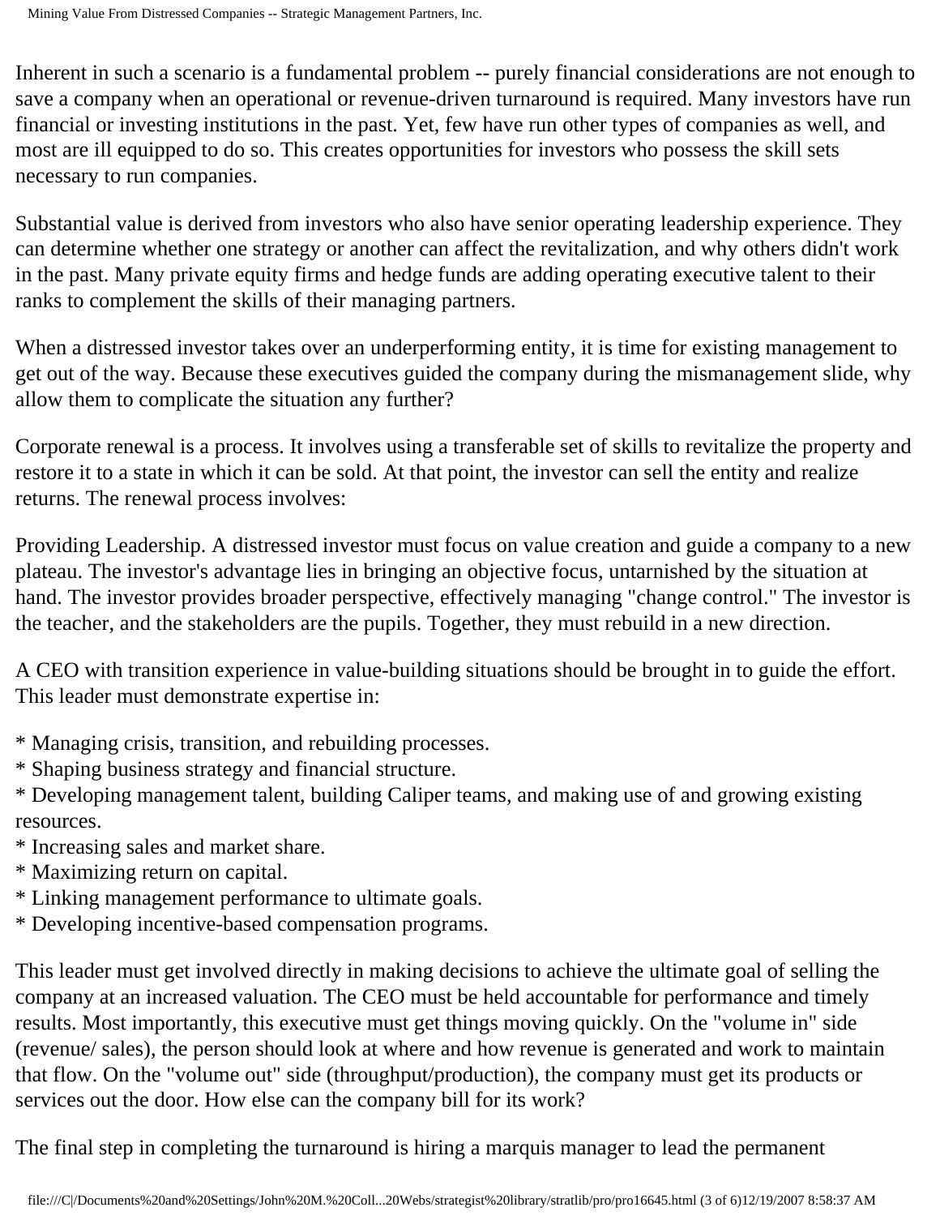Inherent in such a scenario is a fundamental problem -- purely financial considerations are not enough to save a company when an operational or revenue-driven turnaround is required. Many investors have run financial or investing institutions in the past. Yet, few have run other types of companies as well, and most are ill equipped to do so. This creates opportunities for investors who possess the skill sets necessary to run companies.

Substantial value is derived from investors who also have senior operating leadership experience. They can determine whether one strategy or another can affect the revitalization, and why others didn't work in the past. Many private equity firms and hedge funds are adding operating executive talent to their ranks to complement the skills of their managing partners.

When a distressed investor takes over an underperforming entity, it is time for existing management to get out of the way. Because these executives guided the company during the mismanagement slide, why allow them to complicate the situation any further?

Corporate renewal is a process. It involves using a transferable set of skills to revitalize the property and restore it to a state in which it can be sold. At that point, the investor can sell the entity and realize returns. The renewal process involves:

Providing Leadership. A distressed investor must focus on value creation and guide a company to a new plateau. The investor's advantage lies in bringing an objective focus, untarnished by the situation at hand. The investor provides broader perspective, effectively managing "change control." The investor is the teacher, and the stakeholders are the pupils. Together, they must rebuild in a new direction.

A CEO with transition experience in value-building situations should be brought in to guide the effort. This leader must demonstrate expertise in:

* Managing crisis, transition, and rebuilding processes.
* Shaping business strategy and financial structure.
* Developing management talent, building Caliper teams, and making use of and growing existing resources.
* Increasing sales and market share.
* Maximizing return on capital.
* Linking management performance to ultimate goals.
* Developing incentive-based compensation programs.

This leader must get involved directly in making decisions to achieve the ultimate goal of selling the company at an increased valuation. The CEO must be held accountable for performance and timely results. Most importantly, this executive must get things moving quickly. On the "volume in" side (revenue/ sales), the person should look at where and how revenue is generated and work to maintain that flow. On the "volume out" side (throughput/production), the company must get its products or services out the door. How else can the company bill for its work?

The final step in completing the turnaround is hiring a marquis manager to lead the permanent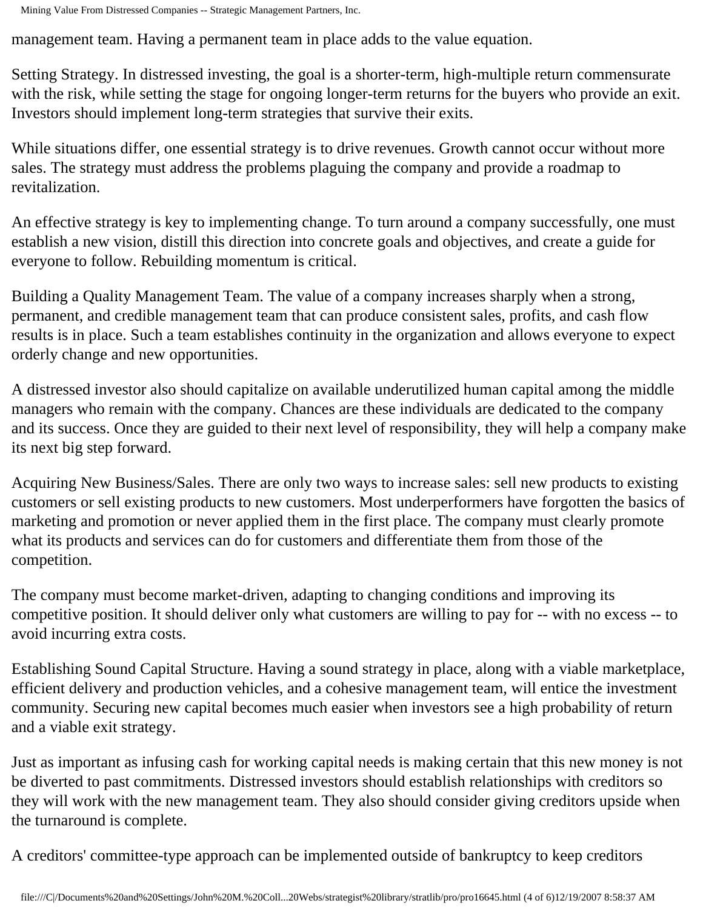management team. Having a permanent team in place adds to the value equation.

Setting Strategy. In distressed investing, the goal is a shorter-term, high-multiple return commensurate with the risk, while setting the stage for ongoing longer-term returns for the buyers who provide an exit. Investors should implement long-term strategies that survive their exits.

While situations differ, one essential strategy is to drive revenues. Growth cannot occur without more sales. The strategy must address the problems plaguing the company and provide a roadmap to revitalization.

An effective strategy is key to implementing change. To turn around a company successfully, one must establish a new vision, distill this direction into concrete goals and objectives, and create a guide for everyone to follow. Rebuilding momentum is critical.

Building a Quality Management Team. The value of a company increases sharply when a strong, permanent, and credible management team that can produce consistent sales, profits, and cash flow results is in place. Such a team establishes continuity in the organization and allows everyone to expect orderly change and new opportunities.

A distressed investor also should capitalize on available underutilized human capital among the middle managers who remain with the company. Chances are these individuals are dedicated to the company and its success. Once they are guided to their next level of responsibility, they will help a company make its next big step forward.

Acquiring New Business/Sales. There are only two ways to increase sales: sell new products to existing customers or sell existing products to new customers. Most underperformers have forgotten the basics of marketing and promotion or never applied them in the first place. The company must clearly promote what its products and services can do for customers and differentiate them from those of the competition.

The company must become market-driven, adapting to changing conditions and improving its competitive position. It should deliver only what customers are willing to pay for -- with no excess -- to avoid incurring extra costs.

Establishing Sound Capital Structure. Having a sound strategy in place, along with a viable marketplace, efficient delivery and production vehicles, and a cohesive management team, will entice the investment community. Securing new capital becomes much easier when investors see a high probability of return and a viable exit strategy.

Just as important as infusing cash for working capital needs is making certain that this new money is not be diverted to past commitments. Distressed investors should establish relationships with creditors so they will work with the new management team. They also should consider giving creditors upside when the turnaround is complete.

A creditors' committee-type approach can be implemented outside of bankruptcy to keep creditors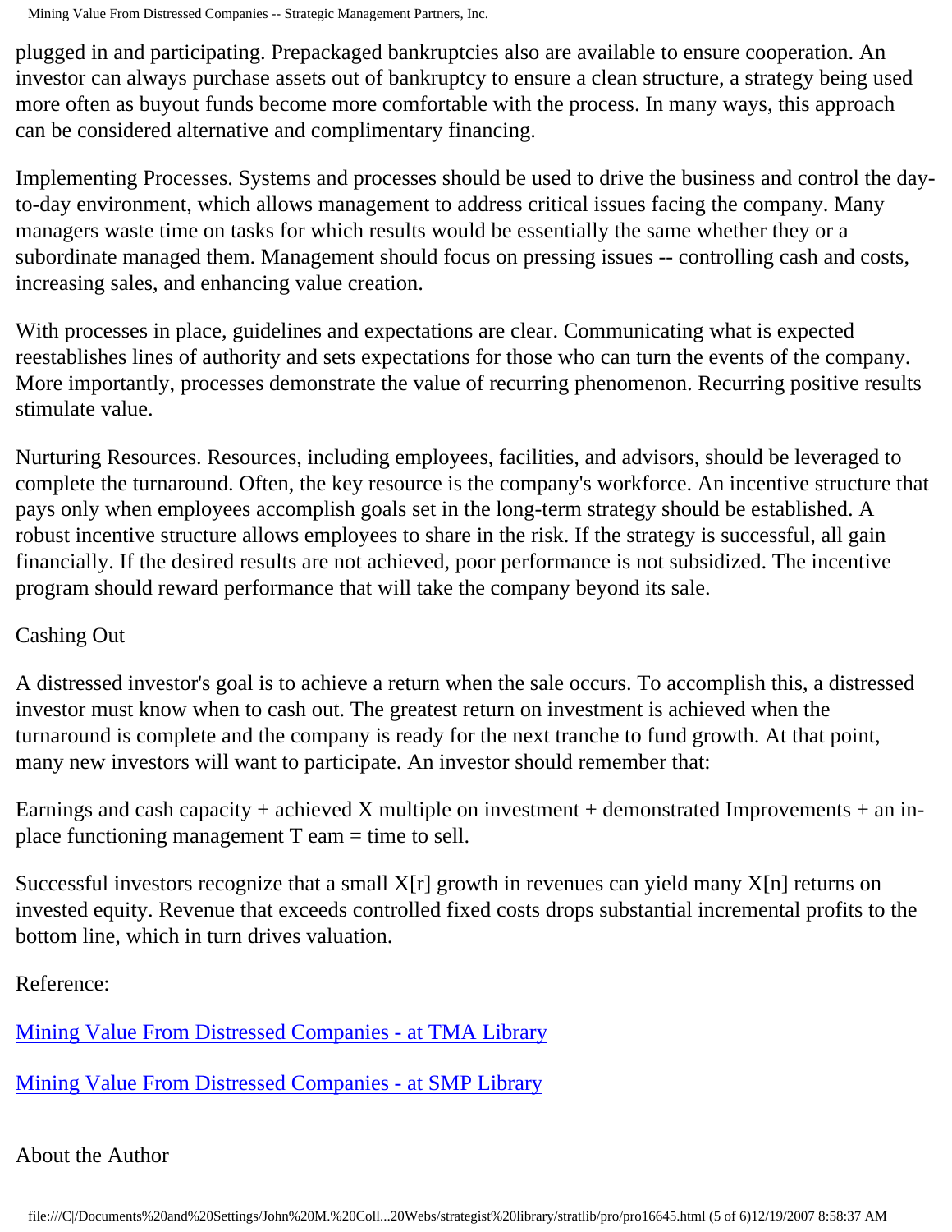plugged in and participating. Prepackaged bankruptcies also are available to ensure cooperation. An investor can always purchase assets out of bankruptcy to ensure a clean structure, a strategy being used more often as buyout funds become more comfortable with the process. In many ways, this approach can be considered alternative and complimentary financing.

Implementing Processes. Systems and processes should be used to drive the business and control the day-to-day environment, which allows management to address critical issues facing the company. Many managers waste time on tasks for which results would be essentially the same whether they or a subordinate managed them. Management should focus on pressing issues -- controlling cash and costs, increasing sales, and enhancing value creation.

With processes in place, guidelines and expectations are clear. Communicating what is expected reestablishes lines of authority and sets expectations for those who can turn the events of the company. More importantly, processes demonstrate the value of recurring phenomenon. Recurring positive results stimulate value.

Nurturing Resources. Resources, including employees, facilities, and advisors, should be leveraged to complete the turnaround. Often, the key resource is the company's workforce. An incentive structure that pays only when employees accomplish goals set in the long-term strategy should be established. A robust incentive structure allows employees to share in the risk. If the strategy is successful, all gain financially. If the desired results are not achieved, poor performance is not subsidized. The incentive program should reward performance that will take the company beyond its sale.

Cashing Out

A distressed investor's goal is to achieve a return when the sale occurs. To accomplish this, a distressed investor must know when to cash out. The greatest return on investment is achieved when the turnaround is complete and the company is ready for the next tranche to fund growth. At that point, many new investors will want to participate. An investor should remember that:

Earnings and cash capacity + achieved X multiple on investment + demonstrated Improvements + an in-place functioning management T eam = time to sell.

Successful investors recognize that a small X[r] growth in revenues can yield many X[n] returns on invested equity. Revenue that exceeds controlled fixed costs drops substantial incremental profits to the bottom line, which in turn drives valuation.

Reference:

[Mining Value From Distressed Companies - at TMA Library]

[Mining Value From Distressed Companies - at SMP Library]

About the Author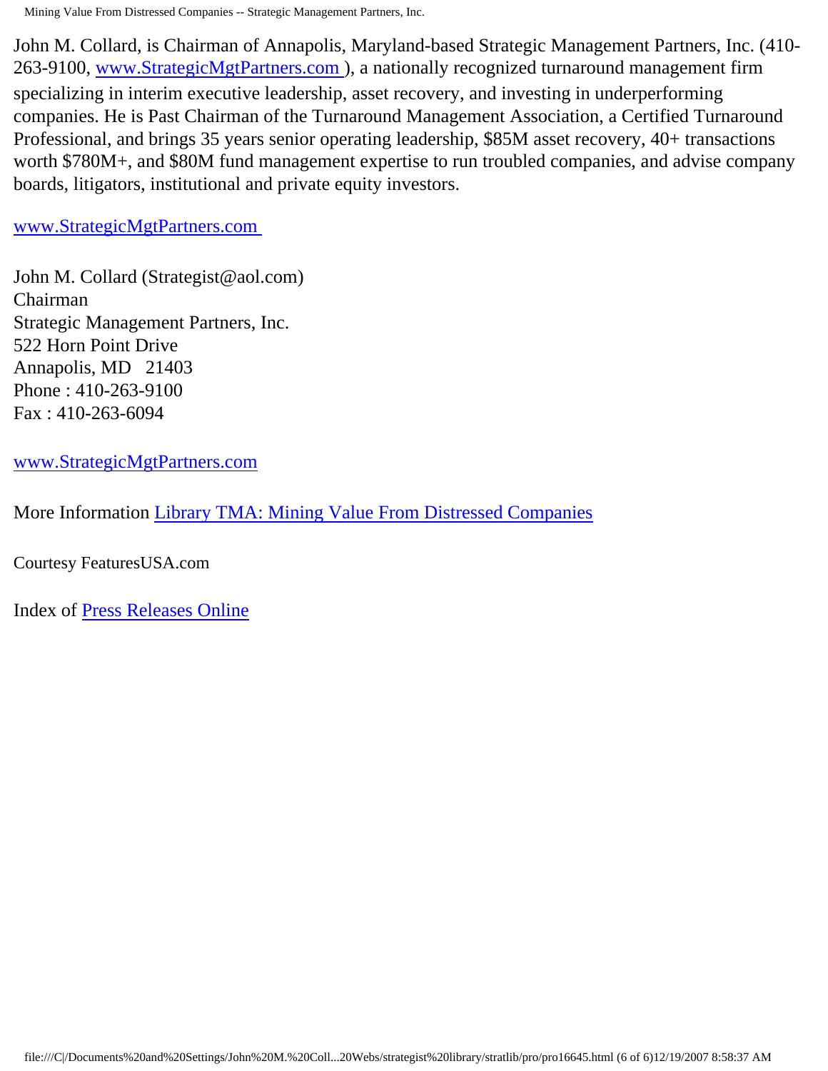John M. Collard, is Chairman of Annapolis, Maryland-based Strategic Management Partners, Inc. (410-263-9100, [www.StrategicMgtPartners.com](http://www.StrategicMgtPartners.com) ), a nationally recognized turnaround management firm specializing in interim executive leadership, asset recovery, and investing in underperforming companies. He is Past Chairman of the Turnaround Management Association, a Certified Turnaround Professional, and brings 35 years senior operating leadership, $85M asset recovery, 40+ transactions worth $780M+, and $80M fund management expertise to run troubled companies, and advise company boards, litigators, institutional and private equity investors.

[www.StrategicMgtPartners.com](http://www.StrategicMgtPartners.com)

John M. Collard (Strategist@aol.com)
Chairman
Strategic Management Partners, Inc.
522 Horn Point Drive
Annapolis, MD 21403
Phone : 410-263-9100
Fax : 410-263-6094

[www.StrategicMgtPartners.com](http://www.StrategicMgtPartners.com)

More Information Library TMA: Mining Value From Distressed Companies

Courtesy FeaturesUSA.com

Index of Press Releases Online